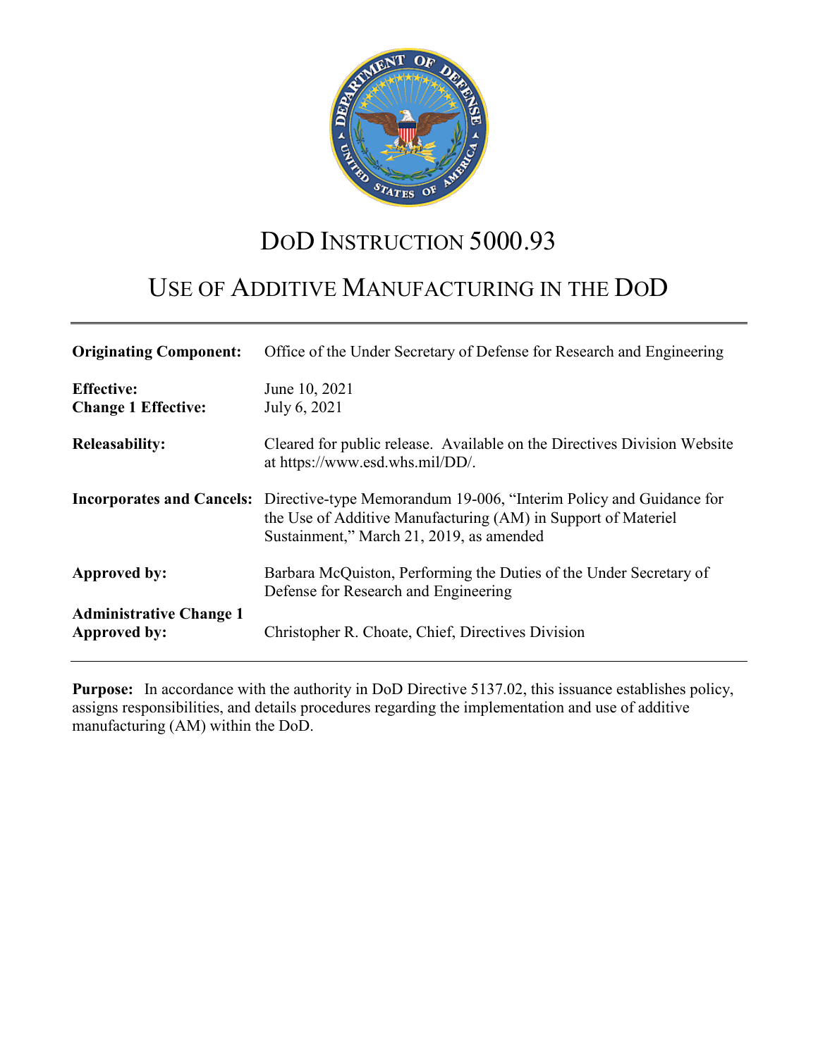# DoD INSTRUCTION 5000.93

# USE OF ADDITIVE MANUFACTURING IN THE DoD

| | |
|---|---|
| **Originating Component:** | Office of the Under Secretary of Defense for Research and Engineering |
| **Effective:** | June 10, 2021 |
| **Change 1 Effective:** | July 6, 2021 |
| **Releasability:** | Cleared for public release. Available on the Directives Division Website at https://www.esd.whs.mil/DD/. |
| **Incorporates and Cancels:** | Directive-type Memorandum 19-006, "Interim Policy and Guidance for the Use of Additive Manufacturing (AM) in Support of Materiel Sustainment," March 21, 2019, as amended |
| **Approved by:** | Barbara McQuiston, Performing the Duties of the Under Secretary of Defense for Research and Engineering |
| **Administrative Change 1 Approved by:** | Christopher R. Choate, Chief, Directives Division |

**Purpose:** In accordance with the authority in DoD Directive 5137.02, this issuance establishes policy, assigns responsibilities, and details procedures regarding the implementation and use of additive manufacturing (AM) within the DoD.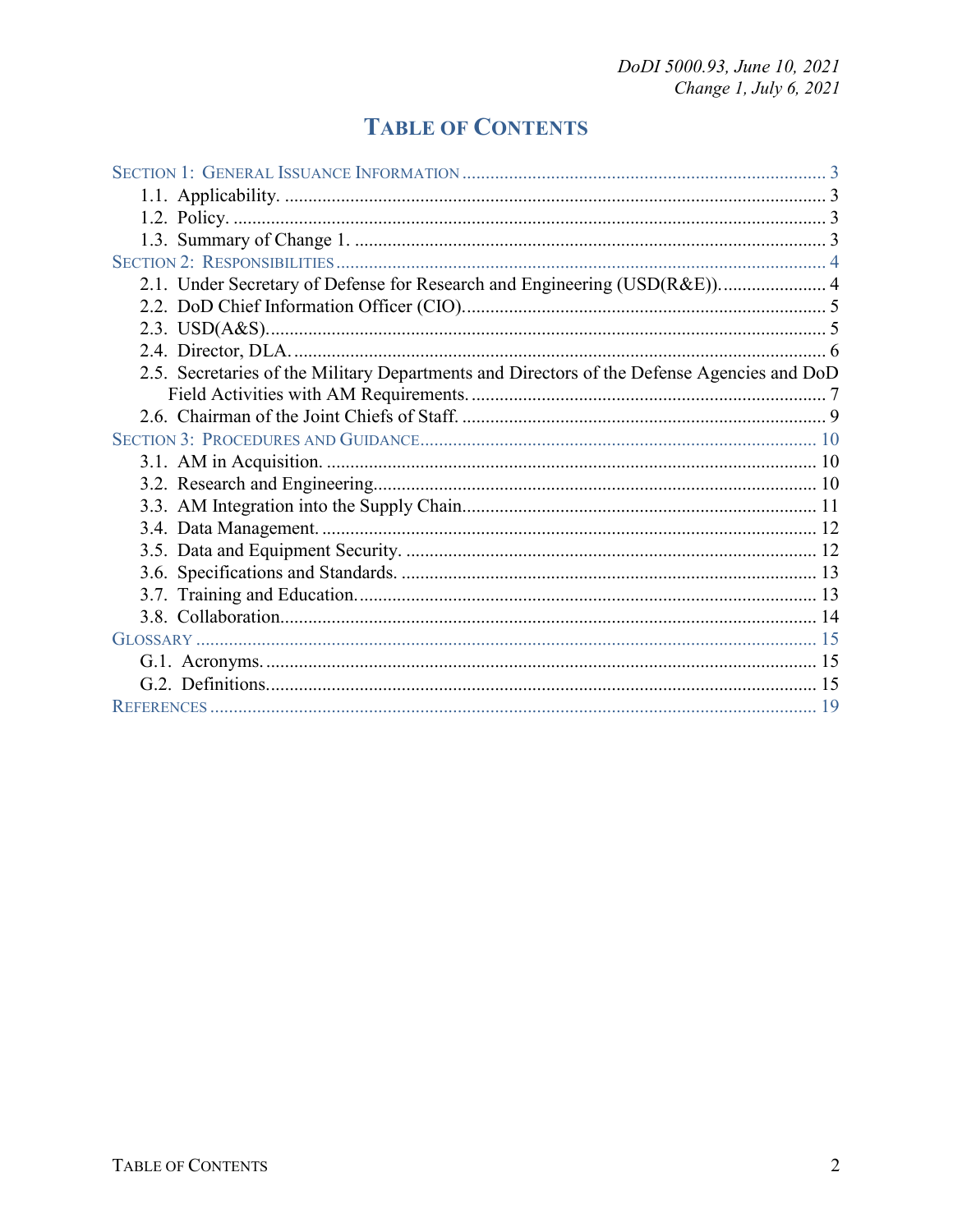# TABLE OF CONTENTS

SECTION 1: GENERAL ISSUANCE INFORMATION ..... 3
- 1.1. Applicability. ..... 3
- 1.2. Policy. ..... 3
- 1.3. Summary of Change 1. ..... 3

SECTION 2: RESPONSIBILITIES ..... 4
- 2.1. Under Secretary of Defense for Research and Engineering (USD(R&E)). ..... 4
- 2.2. DoD Chief Information Officer (CIO). ..... 5
- 2.3. USD(A&S). ..... 5
- 2.4. Director, DLA. ..... 6
- 2.5. Secretaries of the Military Departments and Directors of the Defense Agencies and DoD Field Activities with AM Requirements. ..... 7
- 2.6. Chairman of the Joint Chiefs of Staff. ..... 9

SECTION 3: PROCEDURES AND GUIDANCE ..... 10
- 3.1. AM in Acquisition. ..... 10
- 3.2. Research and Engineering. ..... 10
- 3.3. AM Integration into the Supply Chain. ..... 11
- 3.4. Data Management. ..... 12
- 3.5. Data and Equipment Security. ..... 12
- 3.6. Specifications and Standards. ..... 13
- 3.7. Training and Education. ..... 13
- 3.8. Collaboration. ..... 14

GLOSSARY ..... 15
- G.1. Acronyms. ..... 15
- G.2. Definitions. ..... 15

REFERENCES ..... 19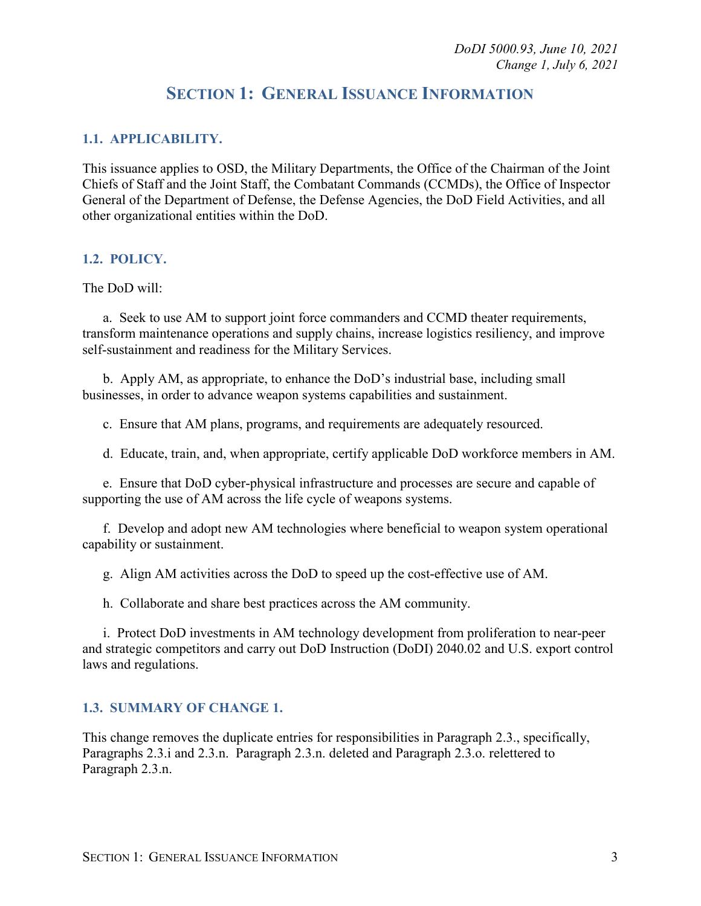# Section 1: General Issuance Information

## 1.1. APPLICABILITY.

This issuance applies to OSD, the Military Departments, the Office of the Chairman of the Joint Chiefs of Staff and the Joint Staff, the Combatant Commands (CCMDs), the Office of Inspector General of the Department of Defense, the Defense Agencies, the DoD Field Activities, and all other organizational entities within the DoD.

## 1.2. POLICY.

The DoD will:

a. Seek to use AM to support joint force commanders and CCMD theater requirements, transform maintenance operations and supply chains, increase logistics resiliency, and improve self-sustainment and readiness for the Military Services.

b. Apply AM, as appropriate, to enhance the DoD's industrial base, including small businesses, in order to advance weapon systems capabilities and sustainment.

c. Ensure that AM plans, programs, and requirements are adequately resourced.

d. Educate, train, and, when appropriate, certify applicable DoD workforce members in AM.

e. Ensure that DoD cyber-physical infrastructure and processes are secure and capable of supporting the use of AM across the life cycle of weapons systems.

f. Develop and adopt new AM technologies where beneficial to weapon system operational capability or sustainment.

g. Align AM activities across the DoD to speed up the cost-effective use of AM.

h. Collaborate and share best practices across the AM community.

i. Protect DoD investments in AM technology development from proliferation to near-peer and strategic competitors and carry out DoD Instruction (DoDI) 2040.02 and U.S. export control laws and regulations.

## 1.3. SUMMARY OF CHANGE 1.

This change removes the duplicate entries for responsibilities in Paragraph 2.3., specifically, Paragraphs 2.3.i and 2.3.n. Paragraph 2.3.n. deleted and Paragraph 2.3.o. relettered to Paragraph 2.3.n.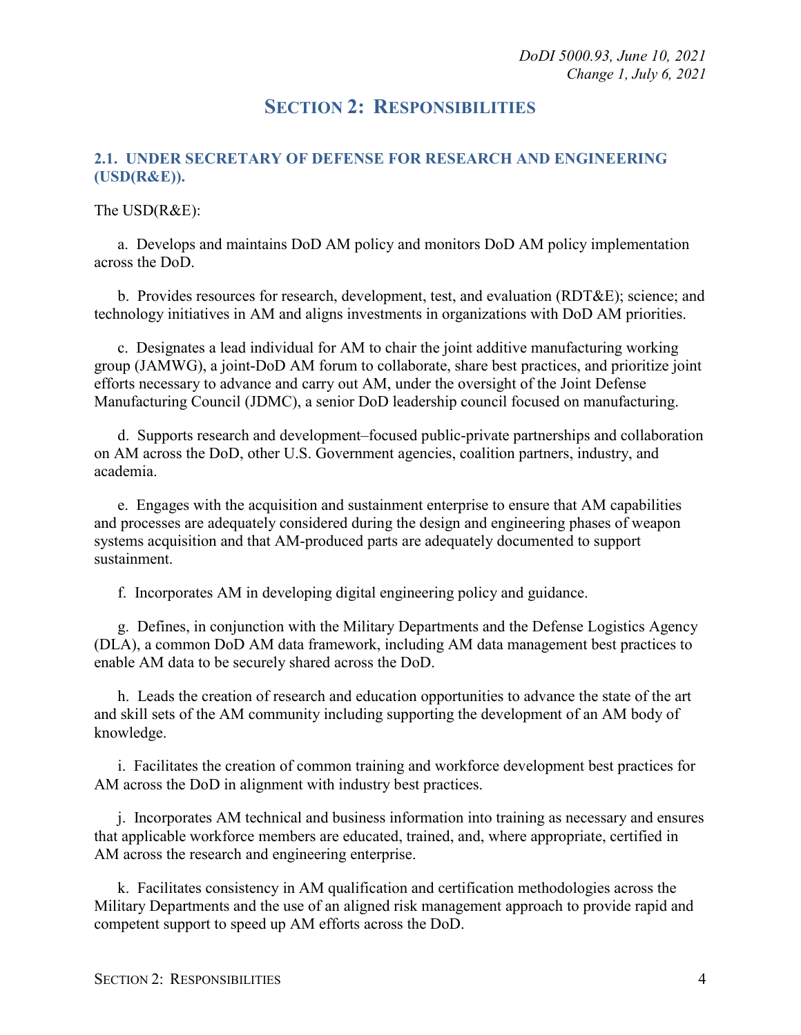# SECTION 2: RESPONSIBILITIES

## 2.1. UNDER SECRETARY OF DEFENSE FOR RESEARCH AND ENGINEERING (USD(R&E)).

The USD(R&E):

a. Develops and maintains DoD AM policy and monitors DoD AM policy implementation across the DoD.

b. Provides resources for research, development, test, and evaluation (RDT&E); science; and technology initiatives in AM and aligns investments in organizations with DoD AM priorities.

c. Designates a lead individual for AM to chair the joint additive manufacturing working group (JAMWG), a joint-DoD AM forum to collaborate, share best practices, and prioritize joint efforts necessary to advance and carry out AM, under the oversight of the Joint Defense Manufacturing Council (JDMC), a senior DoD leadership council focused on manufacturing.

d. Supports research and development–focused public-private partnerships and collaboration on AM across the DoD, other U.S. Government agencies, coalition partners, industry, and academia.

e. Engages with the acquisition and sustainment enterprise to ensure that AM capabilities and processes are adequately considered during the design and engineering phases of weapon systems acquisition and that AM-produced parts are adequately documented to support sustainment.

f. Incorporates AM in developing digital engineering policy and guidance.

g. Defines, in conjunction with the Military Departments and the Defense Logistics Agency (DLA), a common DoD AM data framework, including AM data management best practices to enable AM data to be securely shared across the DoD.

h. Leads the creation of research and education opportunities to advance the state of the art and skill sets of the AM community including supporting the development of an AM body of knowledge.

i. Facilitates the creation of common training and workforce development best practices for AM across the DoD in alignment with industry best practices.

j. Incorporates AM technical and business information into training as necessary and ensures that applicable workforce members are educated, trained, and, where appropriate, certified in AM across the research and engineering enterprise.

k. Facilitates consistency in AM qualification and certification methodologies across the Military Departments and the use of an aligned risk management approach to provide rapid and competent support to speed up AM efforts across the DoD.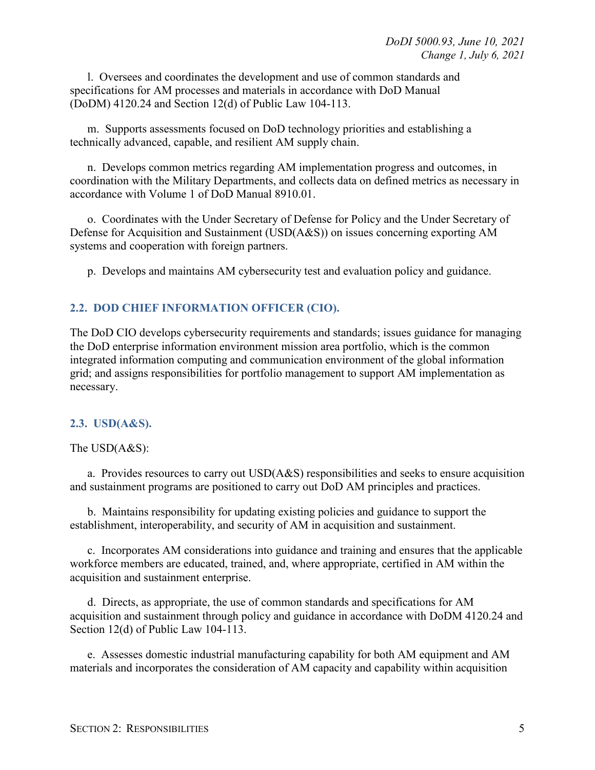l. Oversees and coordinates the development and use of common standards and specifications for AM processes and materials in accordance with DoD Manual (DoDM) 4120.24 and Section 12(d) of Public Law 104-113.

m. Supports assessments focused on DoD technology priorities and establishing a technically advanced, capable, and resilient AM supply chain.

n. Develops common metrics regarding AM implementation progress and outcomes, in coordination with the Military Departments, and collects data on defined metrics as necessary in accordance with Volume 1 of DoD Manual 8910.01.

o. Coordinates with the Under Secretary of Defense for Policy and the Under Secretary of Defense for Acquisition and Sustainment (USD(A&S)) on issues concerning exporting AM systems and cooperation with foreign partners.

p. Develops and maintains AM cybersecurity test and evaluation policy and guidance.

## 2.2. DOD CHIEF INFORMATION OFFICER (CIO).

The DoD CIO develops cybersecurity requirements and standards; issues guidance for managing the DoD enterprise information environment mission area portfolio, which is the common integrated information computing and communication environment of the global information grid; and assigns responsibilities for portfolio management to support AM implementation as necessary.

## 2.3. USD(A&S).

The USD(A&S):

a. Provides resources to carry out USD(A&S) responsibilities and seeks to ensure acquisition and sustainment programs are positioned to carry out DoD AM principles and practices.

b. Maintains responsibility for updating existing policies and guidance to support the establishment, interoperability, and security of AM in acquisition and sustainment.

c. Incorporates AM considerations into guidance and training and ensures that the applicable workforce members are educated, trained, and, where appropriate, certified in AM within the acquisition and sustainment enterprise.

d. Directs, as appropriate, the use of common standards and specifications for AM acquisition and sustainment through policy and guidance in accordance with DoDM 4120.24 and Section 12(d) of Public Law 104-113.

e. Assesses domestic industrial manufacturing capability for both AM equipment and AM materials and incorporates the consideration of AM capacity and capability within acquisition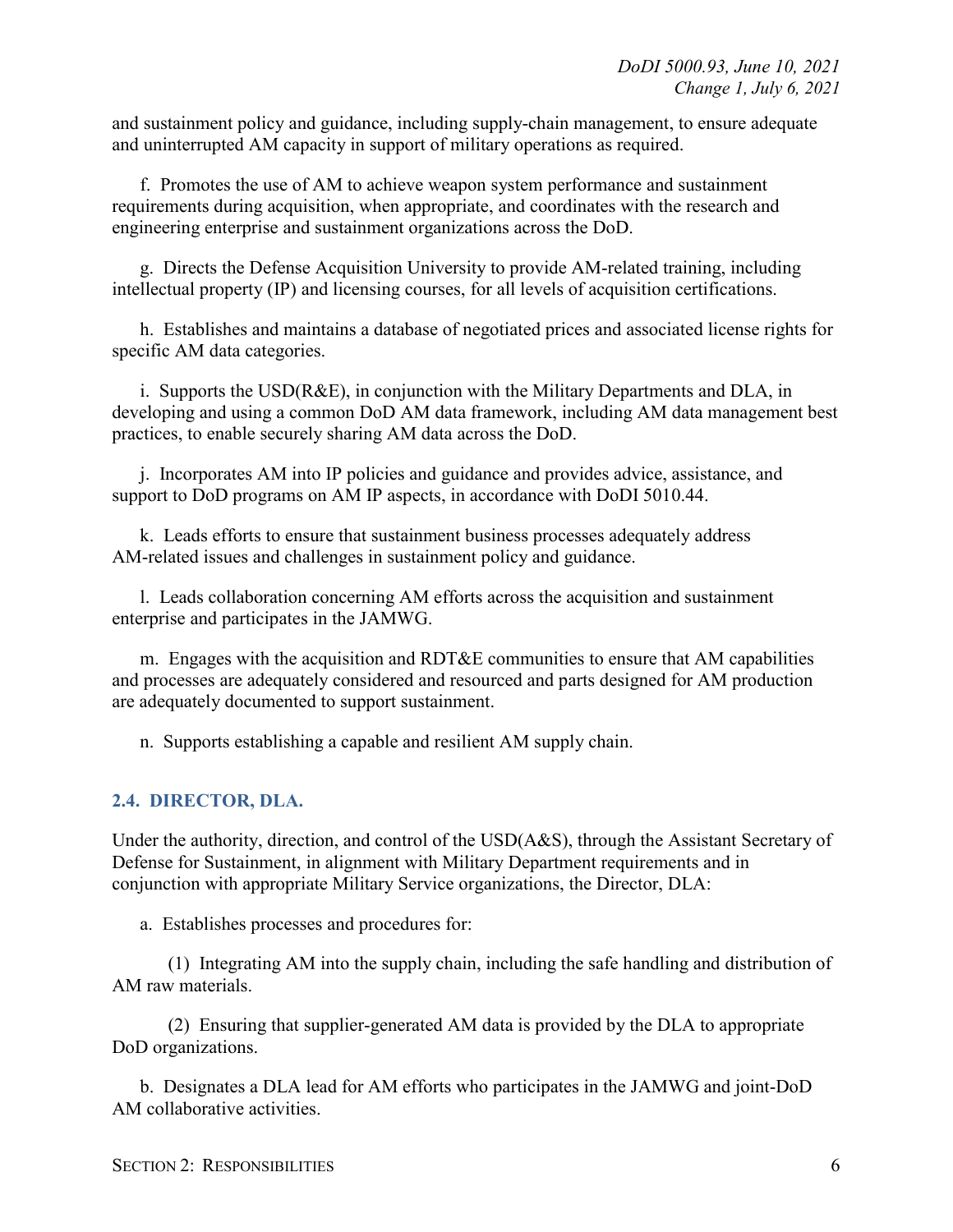and sustainment policy and guidance, including supply-chain management, to ensure adequate and uninterrupted AM capacity in support of military operations as required.

f. Promotes the use of AM to achieve weapon system performance and sustainment requirements during acquisition, when appropriate, and coordinates with the research and engineering enterprise and sustainment organizations across the DoD.

g. Directs the Defense Acquisition University to provide AM-related training, including intellectual property (IP) and licensing courses, for all levels of acquisition certifications.

h. Establishes and maintains a database of negotiated prices and associated license rights for specific AM data categories.

i. Supports the USD(R&E), in conjunction with the Military Departments and DLA, in developing and using a common DoD AM data framework, including AM data management best practices, to enable securely sharing AM data across the DoD.

j. Incorporates AM into IP policies and guidance and provides advice, assistance, and support to DoD programs on AM IP aspects, in accordance with DoDI 5010.44.

k. Leads efforts to ensure that sustainment business processes adequately address AM-related issues and challenges in sustainment policy and guidance.

l. Leads collaboration concerning AM efforts across the acquisition and sustainment enterprise and participates in the JAMWG.

m. Engages with the acquisition and RDT&E communities to ensure that AM capabilities and processes are adequately considered and resourced and parts designed for AM production are adequately documented to support sustainment.

n. Supports establishing a capable and resilient AM supply chain.

## 2.4. DIRECTOR, DLA.

Under the authority, direction, and control of the USD(A&S), through the Assistant Secretary of Defense for Sustainment, in alignment with Military Department requirements and in conjunction with appropriate Military Service organizations, the Director, DLA:

a. Establishes processes and procedures for:

(1) Integrating AM into the supply chain, including the safe handling and distribution of AM raw materials.

(2) Ensuring that supplier-generated AM data is provided by the DLA to appropriate DoD organizations.

b. Designates a DLA lead for AM efforts who participates in the JAMWG and joint-DoD AM collaborative activities.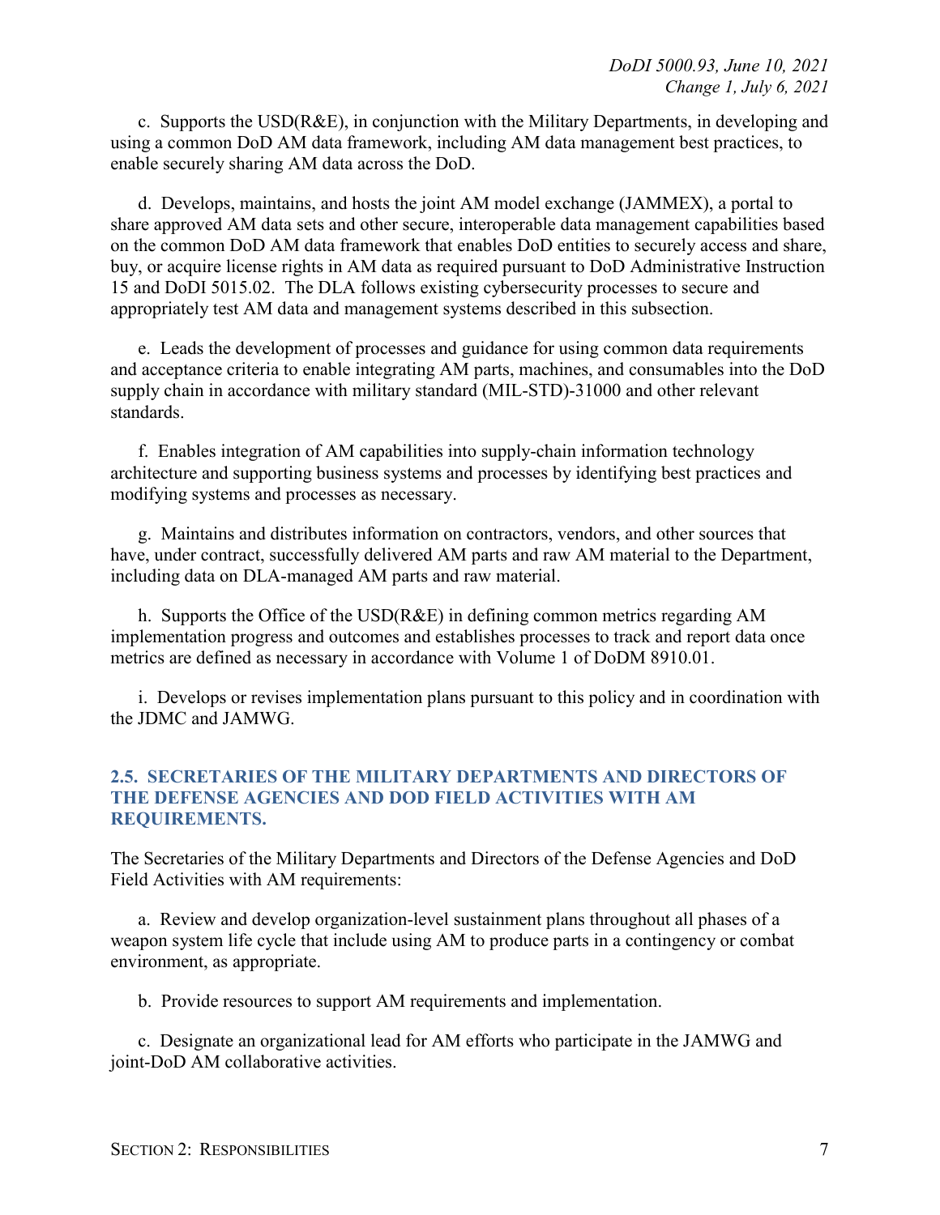c. Supports the USD(R&E), in conjunction with the Military Departments, in developing and using a common DoD AM data framework, including AM data management best practices, to enable securely sharing AM data across the DoD.

d. Develops, maintains, and hosts the joint AM model exchange (JAMMEX), a portal to share approved AM data sets and other secure, interoperable data management capabilities based on the common DoD AM data framework that enables DoD entities to securely access and share, buy, or acquire license rights in AM data as required pursuant to DoD Administrative Instruction 15 and DoDI 5015.02. The DLA follows existing cybersecurity processes to secure and appropriately test AM data and management systems described in this subsection.

e. Leads the development of processes and guidance for using common data requirements and acceptance criteria to enable integrating AM parts, machines, and consumables into the DoD supply chain in accordance with military standard (MIL-STD)-31000 and other relevant standards.

f. Enables integration of AM capabilities into supply-chain information technology architecture and supporting business systems and processes by identifying best practices and modifying systems and processes as necessary.

g. Maintains and distributes information on contractors, vendors, and other sources that have, under contract, successfully delivered AM parts and raw AM material to the Department, including data on DLA-managed AM parts and raw material.

h. Supports the Office of the USD(R&E) in defining common metrics regarding AM implementation progress and outcomes and establishes processes to track and report data once metrics are defined as necessary in accordance with Volume 1 of DoDM 8910.01.

i. Develops or revises implementation plans pursuant to this policy and in coordination with the JDMC and JAMWG.

## 2.5. SECRETARIES OF THE MILITARY DEPARTMENTS AND DIRECTORS OF THE DEFENSE AGENCIES AND DOD FIELD ACTIVITIES WITH AM REQUIREMENTS.

The Secretaries of the Military Departments and Directors of the Defense Agencies and DoD Field Activities with AM requirements:

a. Review and develop organization-level sustainment plans throughout all phases of a weapon system life cycle that include using AM to produce parts in a contingency or combat environment, as appropriate.

b. Provide resources to support AM requirements and implementation.

c. Designate an organizational lead for AM efforts who participate in the JAMWG and joint-DoD AM collaborative activities.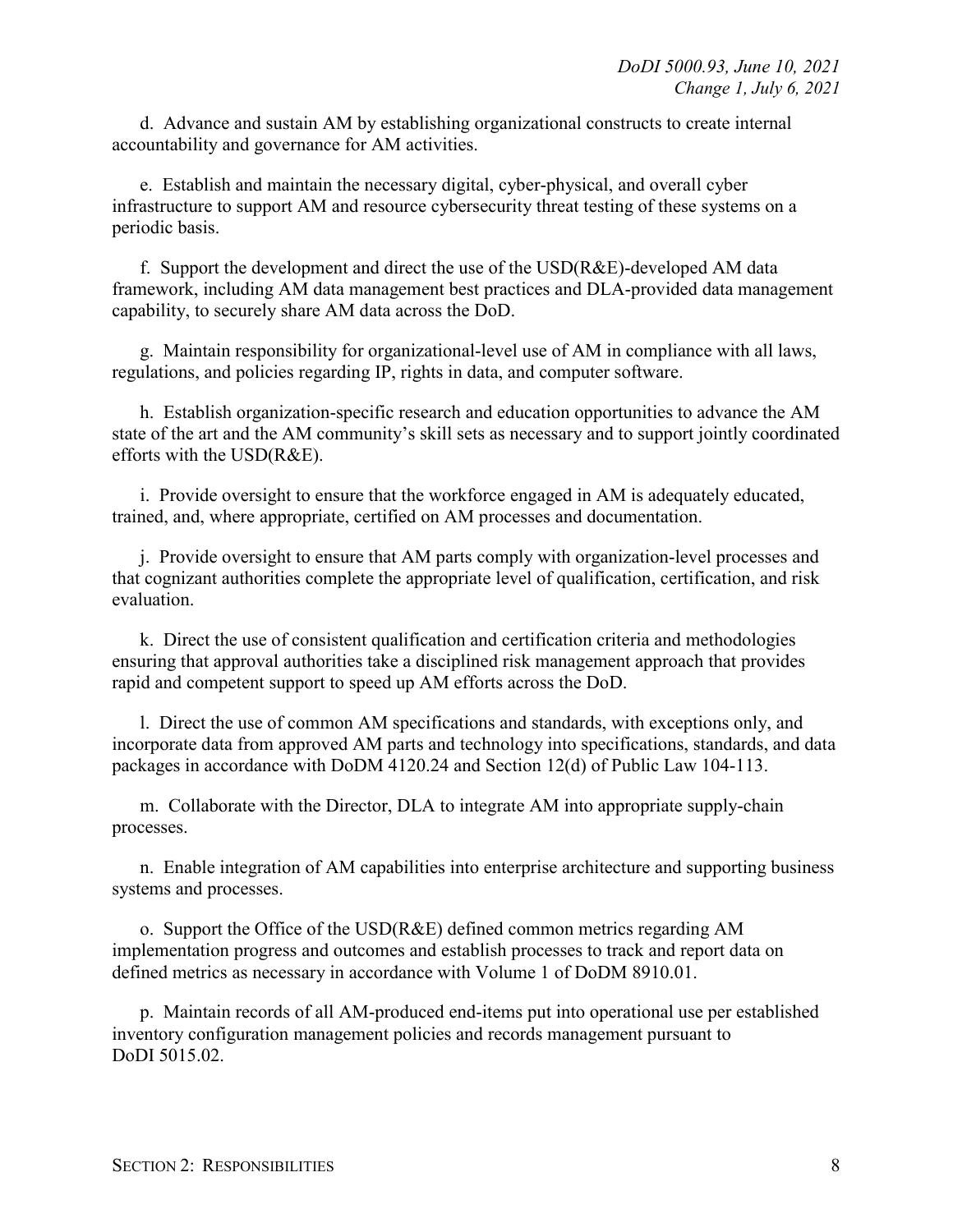d. Advance and sustain AM by establishing organizational constructs to create internal accountability and governance for AM activities.

e. Establish and maintain the necessary digital, cyber-physical, and overall cyber infrastructure to support AM and resource cybersecurity threat testing of these systems on a periodic basis.

f. Support the development and direct the use of the USD(R&E)-developed AM data framework, including AM data management best practices and DLA-provided data management capability, to securely share AM data across the DoD.

g. Maintain responsibility for organizational-level use of AM in compliance with all laws, regulations, and policies regarding IP, rights in data, and computer software.

h. Establish organization-specific research and education opportunities to advance the AM state of the art and the AM community's skill sets as necessary and to support jointly coordinated efforts with the USD(R&E).

i. Provide oversight to ensure that the workforce engaged in AM is adequately educated, trained, and, where appropriate, certified on AM processes and documentation.

j. Provide oversight to ensure that AM parts comply with organization-level processes and that cognizant authorities complete the appropriate level of qualification, certification, and risk evaluation.

k. Direct the use of consistent qualification and certification criteria and methodologies ensuring that approval authorities take a disciplined risk management approach that provides rapid and competent support to speed up AM efforts across the DoD.

l. Direct the use of common AM specifications and standards, with exceptions only, and incorporate data from approved AM parts and technology into specifications, standards, and data packages in accordance with DoDM 4120.24 and Section 12(d) of Public Law 104-113.

m. Collaborate with the Director, DLA to integrate AM into appropriate supply-chain processes.

n. Enable integration of AM capabilities into enterprise architecture and supporting business systems and processes.

o. Support the Office of the USD(R&E) defined common metrics regarding AM implementation progress and outcomes and establish processes to track and report data on defined metrics as necessary in accordance with Volume 1 of DoDM 8910.01.

p. Maintain records of all AM-produced end-items put into operational use per established inventory configuration management policies and records management pursuant to DoDI 5015.02.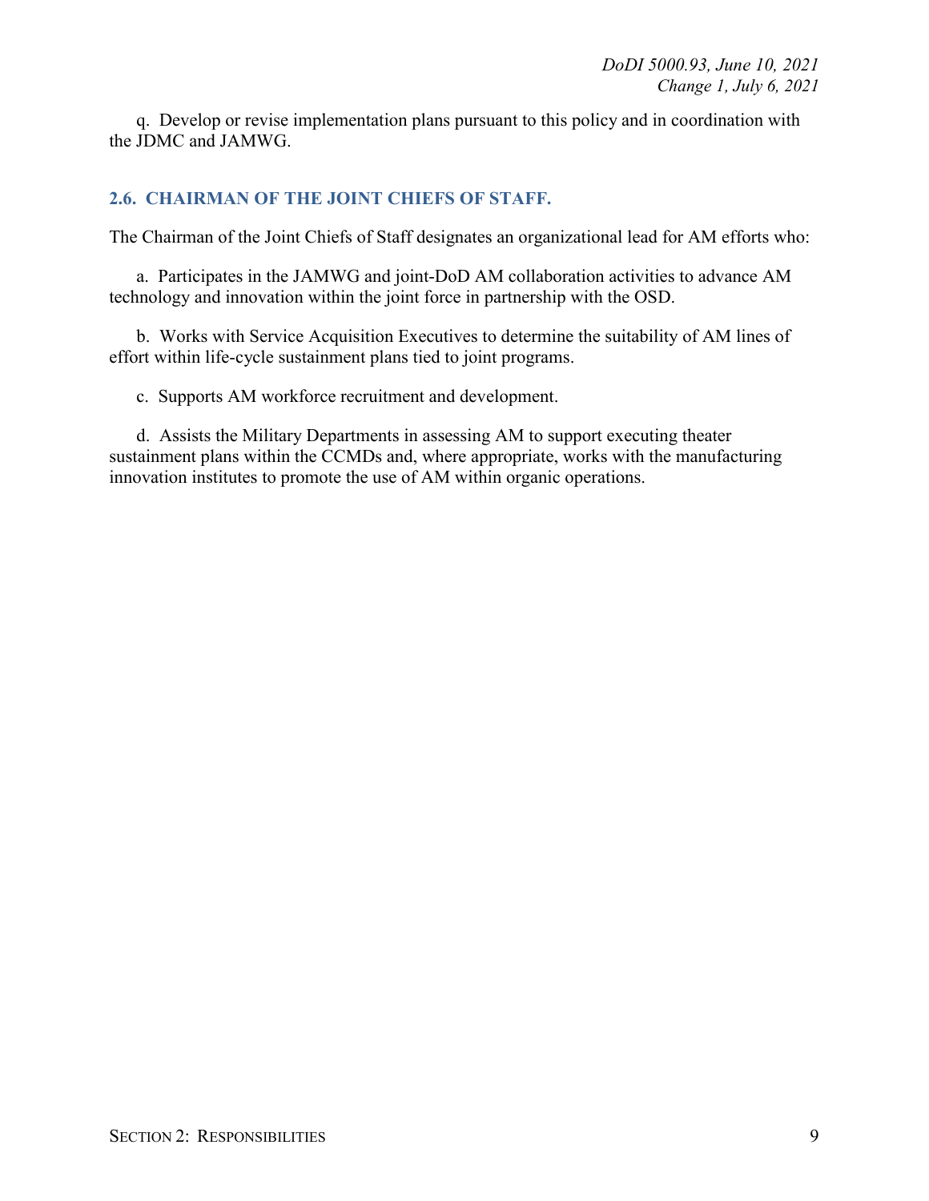q. Develop or revise implementation plans pursuant to this policy and in coordination with the JDMC and JAMWG.

## 2.6. CHAIRMAN OF THE JOINT CHIEFS OF STAFF.

The Chairman of the Joint Chiefs of Staff designates an organizational lead for AM efforts who:

a. Participates in the JAMWG and joint-DoD AM collaboration activities to advance AM technology and innovation within the joint force in partnership with the OSD.

b. Works with Service Acquisition Executives to determine the suitability of AM lines of effort within life-cycle sustainment plans tied to joint programs.

c. Supports AM workforce recruitment and development.

d. Assists the Military Departments in assessing AM to support executing theater sustainment plans within the CCMDs and, where appropriate, works with the manufacturing innovation institutes to promote the use of AM within organic operations.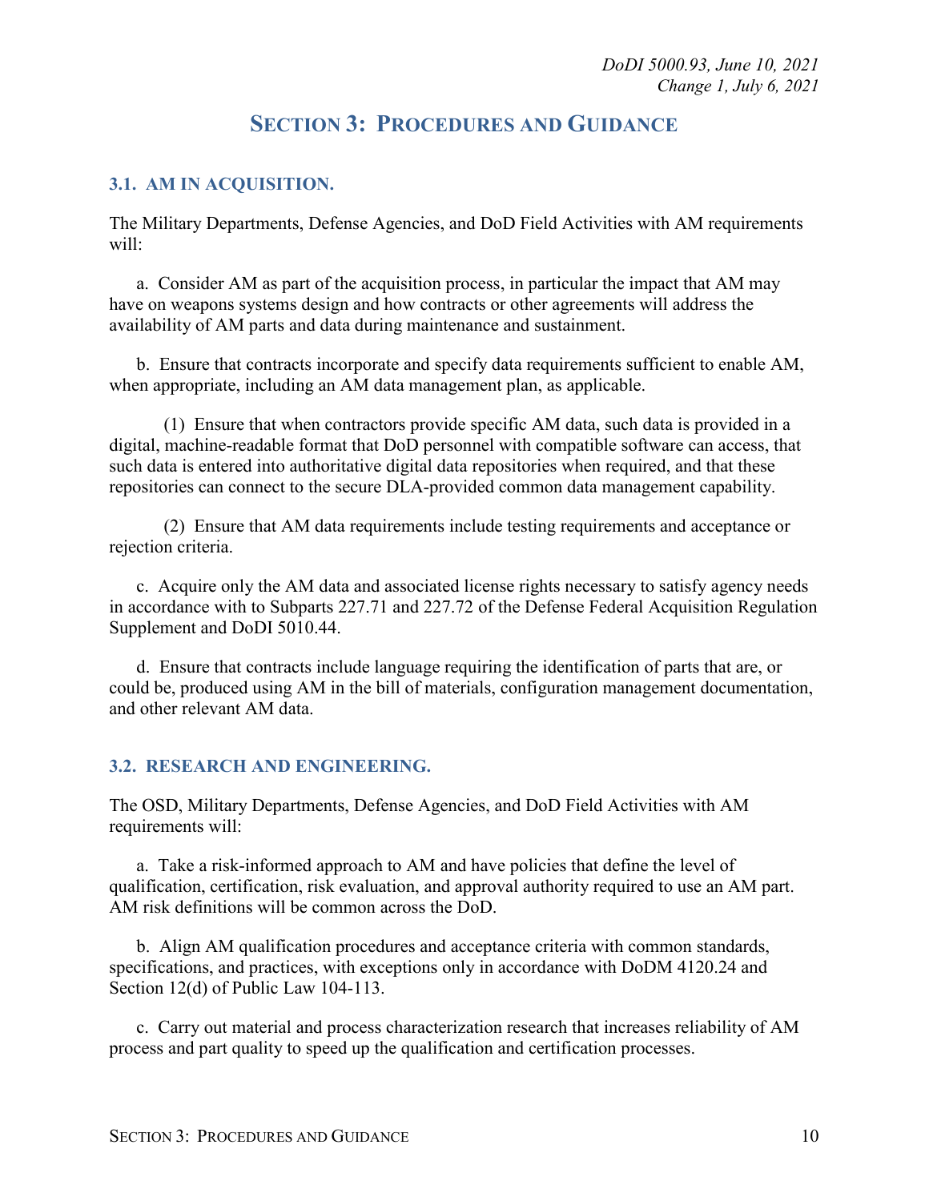# SECTION 3: PROCEDURES AND GUIDANCE

## 3.1. AM IN ACQUISITION.

The Military Departments, Defense Agencies, and DoD Field Activities with AM requirements will:

a. Consider AM as part of the acquisition process, in particular the impact that AM may have on weapons systems design and how contracts or other agreements will address the availability of AM parts and data during maintenance and sustainment.

b. Ensure that contracts incorporate and specify data requirements sufficient to enable AM, when appropriate, including an AM data management plan, as applicable.

(1) Ensure that when contractors provide specific AM data, such data is provided in a digital, machine-readable format that DoD personnel with compatible software can access, that such data is entered into authoritative digital data repositories when required, and that these repositories can connect to the secure DLA-provided common data management capability.

(2) Ensure that AM data requirements include testing requirements and acceptance or rejection criteria.

c. Acquire only the AM data and associated license rights necessary to satisfy agency needs in accordance with to Subparts 227.71 and 227.72 of the Defense Federal Acquisition Regulation Supplement and DoDI 5010.44.

d. Ensure that contracts include language requiring the identification of parts that are, or could be, produced using AM in the bill of materials, configuration management documentation, and other relevant AM data.

## 3.2. RESEARCH AND ENGINEERING.

The OSD, Military Departments, Defense Agencies, and DoD Field Activities with AM requirements will:

a. Take a risk-informed approach to AM and have policies that define the level of qualification, certification, risk evaluation, and approval authority required to use an AM part. AM risk definitions will be common across the DoD.

b. Align AM qualification procedures and acceptance criteria with common standards, specifications, and practices, with exceptions only in accordance with DoDM 4120.24 and Section 12(d) of Public Law 104-113.

c. Carry out material and process characterization research that increases reliability of AM process and part quality to speed up the qualification and certification processes.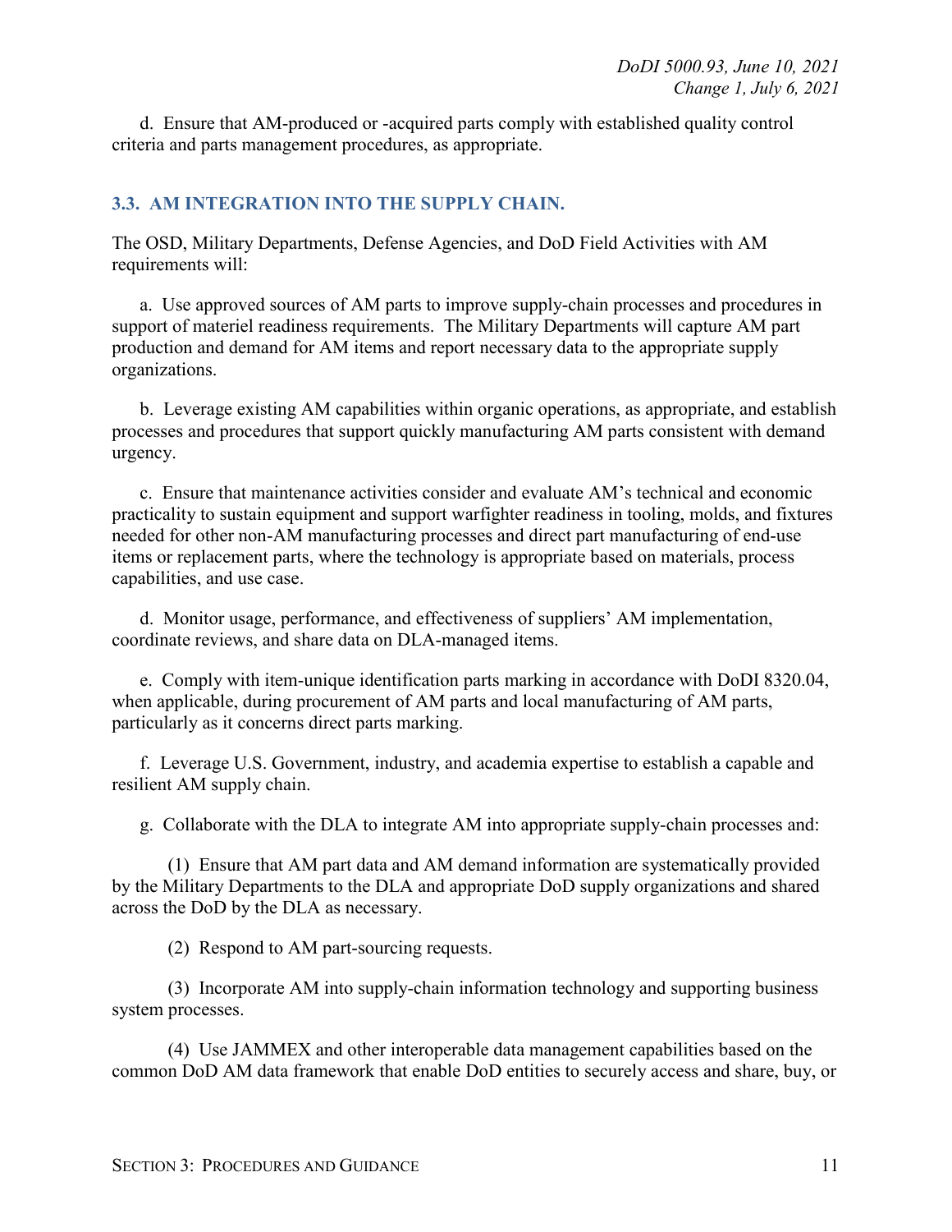d. Ensure that AM-produced or -acquired parts comply with established quality control criteria and parts management procedures, as appropriate.

## 3.3. AM INTEGRATION INTO THE SUPPLY CHAIN.

The OSD, Military Departments, Defense Agencies, and DoD Field Activities with AM requirements will:

a. Use approved sources of AM parts to improve supply-chain processes and procedures in support of materiel readiness requirements. The Military Departments will capture AM part production and demand for AM items and report necessary data to the appropriate supply organizations.

b. Leverage existing AM capabilities within organic operations, as appropriate, and establish processes and procedures that support quickly manufacturing AM parts consistent with demand urgency.

c. Ensure that maintenance activities consider and evaluate AM's technical and economic practicality to sustain equipment and support warfighter readiness in tooling, molds, and fixtures needed for other non-AM manufacturing processes and direct part manufacturing of end-use items or replacement parts, where the technology is appropriate based on materials, process capabilities, and use case.

d. Monitor usage, performance, and effectiveness of suppliers' AM implementation, coordinate reviews, and share data on DLA-managed items.

e. Comply with item-unique identification parts marking in accordance with DoDI 8320.04, when applicable, during procurement of AM parts and local manufacturing of AM parts, particularly as it concerns direct parts marking.

f. Leverage U.S. Government, industry, and academia expertise to establish a capable and resilient AM supply chain.

g. Collaborate with the DLA to integrate AM into appropriate supply-chain processes and:

(1) Ensure that AM part data and AM demand information are systematically provided by the Military Departments to the DLA and appropriate DoD supply organizations and shared across the DoD by the DLA as necessary.

(2) Respond to AM part-sourcing requests.

(3) Incorporate AM into supply-chain information technology and supporting business system processes.

(4) Use JAMMEX and other interoperable data management capabilities based on the common DoD AM data framework that enable DoD entities to securely access and share, buy, or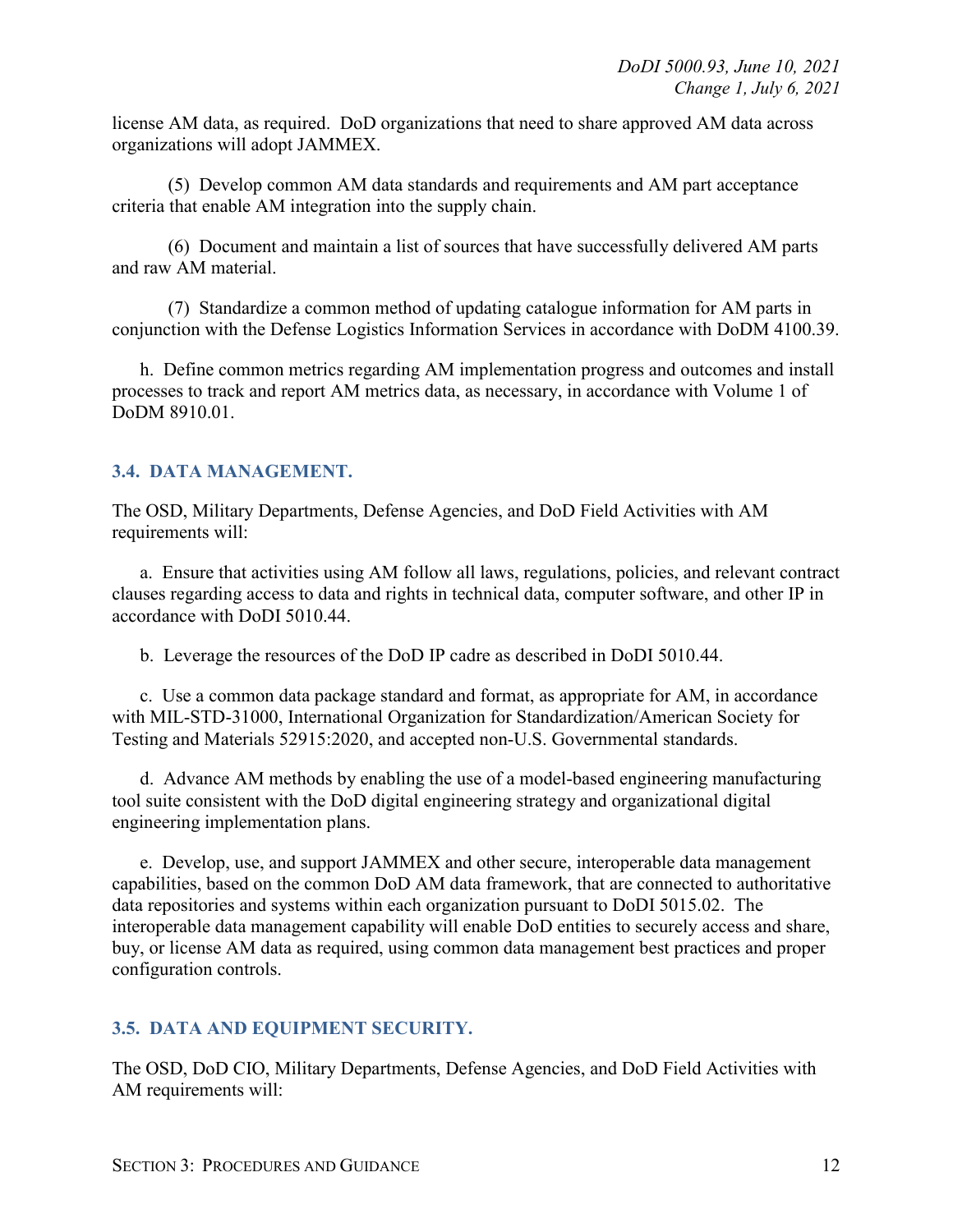license AM data, as required. DoD organizations that need to share approved AM data across organizations will adopt JAMMEX.

(5) Develop common AM data standards and requirements and AM part acceptance criteria that enable AM integration into the supply chain.

(6) Document and maintain a list of sources that have successfully delivered AM parts and raw AM material.

(7) Standardize a common method of updating catalogue information for AM parts in conjunction with the Defense Logistics Information Services in accordance with DoDM 4100.39.

h. Define common metrics regarding AM implementation progress and outcomes and install processes to track and report AM metrics data, as necessary, in accordance with Volume 1 of DoDM 8910.01.

## 3.4. DATA MANAGEMENT.

The OSD, Military Departments, Defense Agencies, and DoD Field Activities with AM requirements will:

a. Ensure that activities using AM follow all laws, regulations, policies, and relevant contract clauses regarding access to data and rights in technical data, computer software, and other IP in accordance with DoDI 5010.44.

b. Leverage the resources of the DoD IP cadre as described in DoDI 5010.44.

c. Use a common data package standard and format, as appropriate for AM, in accordance with MIL-STD-31000, International Organization for Standardization/American Society for Testing and Materials 52915:2020, and accepted non-U.S. Governmental standards.

d. Advance AM methods by enabling the use of a model-based engineering manufacturing tool suite consistent with the DoD digital engineering strategy and organizational digital engineering implementation plans.

e. Develop, use, and support JAMMEX and other secure, interoperable data management capabilities, based on the common DoD AM data framework, that are connected to authoritative data repositories and systems within each organization pursuant to DoDI 5015.02. The interoperable data management capability will enable DoD entities to securely access and share, buy, or license AM data as required, using common data management best practices and proper configuration controls.

## 3.5. DATA AND EQUIPMENT SECURITY.

The OSD, DoD CIO, Military Departments, Defense Agencies, and DoD Field Activities with AM requirements will: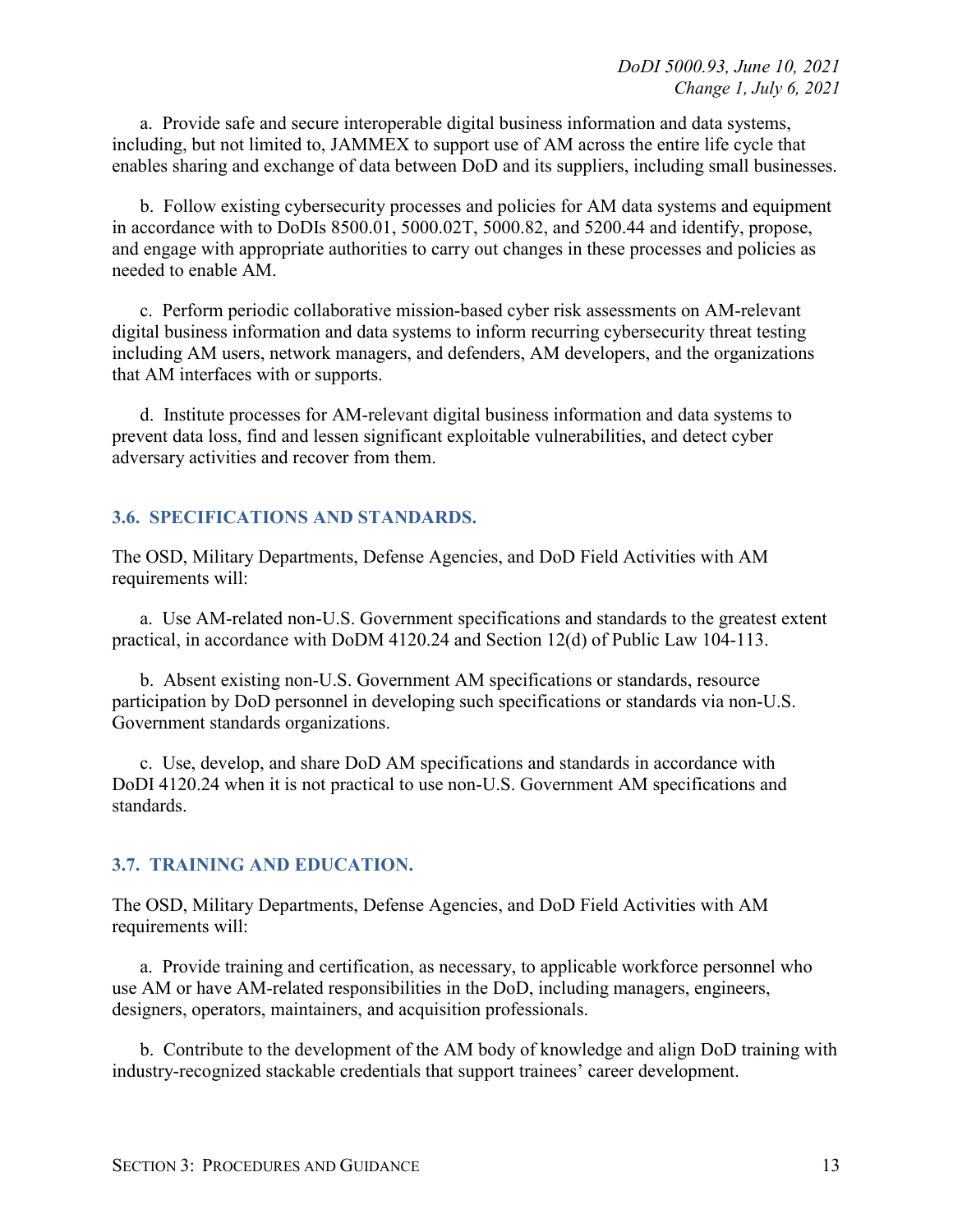a. Provide safe and secure interoperable digital business information and data systems, including, but not limited to, JAMMEX to support use of AM across the entire life cycle that enables sharing and exchange of data between DoD and its suppliers, including small businesses.

b. Follow existing cybersecurity processes and policies for AM data systems and equipment in accordance with to DoDIs 8500.01, 5000.02T, 5000.82, and 5200.44 and identify, propose, and engage with appropriate authorities to carry out changes in these processes and policies as needed to enable AM.

c. Perform periodic collaborative mission-based cyber risk assessments on AM-relevant digital business information and data systems to inform recurring cybersecurity threat testing including AM users, network managers, and defenders, AM developers, and the organizations that AM interfaces with or supports.

d. Institute processes for AM-relevant digital business information and data systems to prevent data loss, find and lessen significant exploitable vulnerabilities, and detect cyber adversary activities and recover from them.

## 3.6. SPECIFICATIONS AND STANDARDS.

The OSD, Military Departments, Defense Agencies, and DoD Field Activities with AM requirements will:

a. Use AM-related non-U.S. Government specifications and standards to the greatest extent practical, in accordance with DoDM 4120.24 and Section 12(d) of Public Law 104-113.

b. Absent existing non-U.S. Government AM specifications or standards, resource participation by DoD personnel in developing such specifications or standards via non-U.S. Government standards organizations.

c. Use, develop, and share DoD AM specifications and standards in accordance with DoDI 4120.24 when it is not practical to use non-U.S. Government AM specifications and standards.

## 3.7. TRAINING AND EDUCATION.

The OSD, Military Departments, Defense Agencies, and DoD Field Activities with AM requirements will:

a. Provide training and certification, as necessary, to applicable workforce personnel who use AM or have AM-related responsibilities in the DoD, including managers, engineers, designers, operators, maintainers, and acquisition professionals.

b. Contribute to the development of the AM body of knowledge and align DoD training with industry-recognized stackable credentials that support trainees' career development.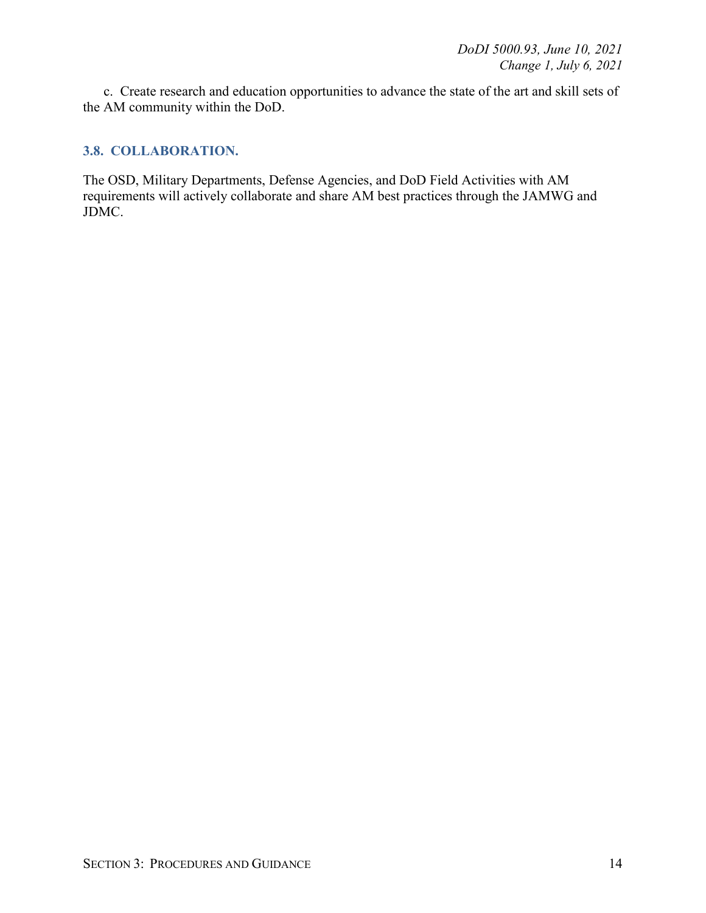c. Create research and education opportunities to advance the state of the art and skill sets of the AM community within the DoD.

## 3.8. COLLABORATION.

The OSD, Military Departments, Defense Agencies, and DoD Field Activities with AM requirements will actively collaborate and share AM best practices through the JAMWG and JDMC.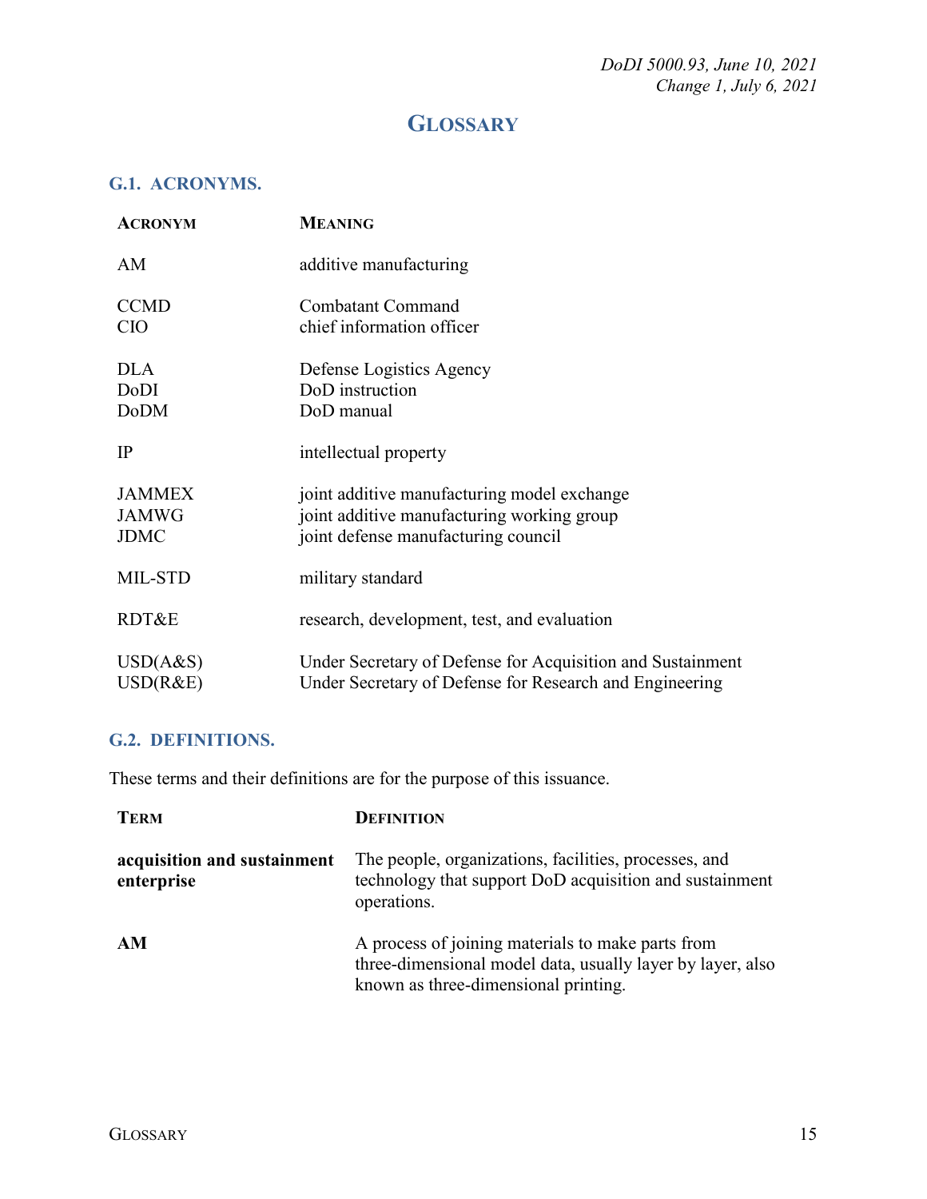# GLOSSARY

## G.1. ACRONYMS.

| ACRONYM | MEANING |
|---|---|
| AM | additive manufacturing |
| CCMD | Combatant Command |
| CIO | chief information officer |
| DLA | Defense Logistics Agency |
| DoDI | DoD instruction |
| DoDM | DoD manual |
| IP | intellectual property |
| JAMMEX | joint additive manufacturing model exchange |
| JAMWG | joint additive manufacturing working group |
| JDMC | joint defense manufacturing council |
| MIL-STD | military standard |
| RDT&E | research, development, test, and evaluation |
| USD(A&S) | Under Secretary of Defense for Acquisition and Sustainment |
| USD(R&E) | Under Secretary of Defense for Research and Engineering |

## G.2. DEFINITIONS.

These terms and their definitions are for the purpose of this issuance.

| TERM | DEFINITION |
|---|---|
| **acquisition and sustainment enterprise** | The people, organizations, facilities, processes, and technology that support DoD acquisition and sustainment operations. |
| **AM** | A process of joining materials to make parts from three-dimensional model data, usually layer by layer, also known as three-dimensional printing. |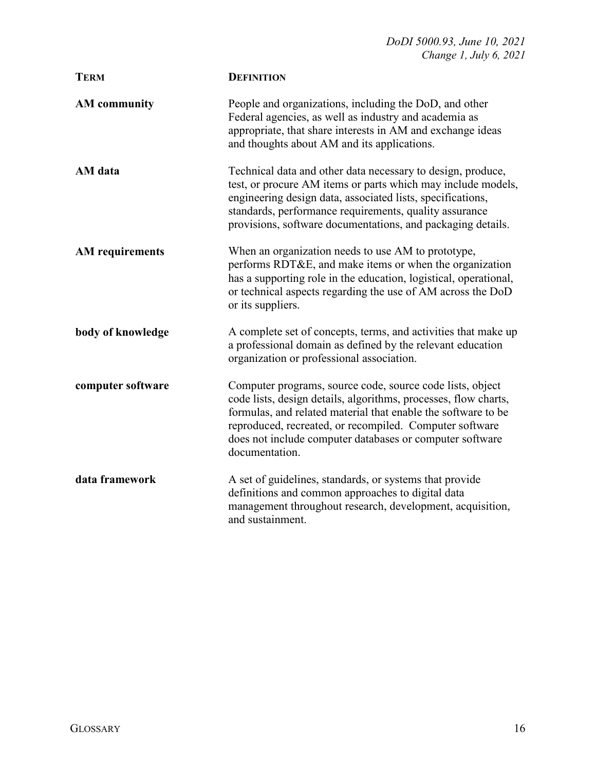| TERM | DEFINITION |
| --- | --- |
| **AM community** | People and organizations, including the DoD, and other Federal agencies, as well as industry and academia as appropriate, that share interests in AM and exchange ideas and thoughts about AM and its applications. |
| **AM data** | Technical data and other data necessary to design, produce, test, or procure AM items or parts which may include models, engineering design data, associated lists, specifications, standards, performance requirements, quality assurance provisions, software documentations, and packaging details. |
| **AM requirements** | When an organization needs to use AM to prototype, performs RDT&E, and make items or when the organization has a supporting role in the education, logistical, operational, or technical aspects regarding the use of AM across the DoD or its suppliers. |
| **body of knowledge** | A complete set of concepts, terms, and activities that make up a professional domain as defined by the relevant education organization or professional association. |
| **computer software** | Computer programs, source code, source code lists, object code lists, design details, algorithms, processes, flow charts, formulas, and related material that enable the software to be reproduced, recreated, or recompiled. Computer software does not include computer databases or computer software documentation. |
| **data framework** | A set of guidelines, standards, or systems that provide definitions and common approaches to digital data management throughout research, development, acquisition, and sustainment. |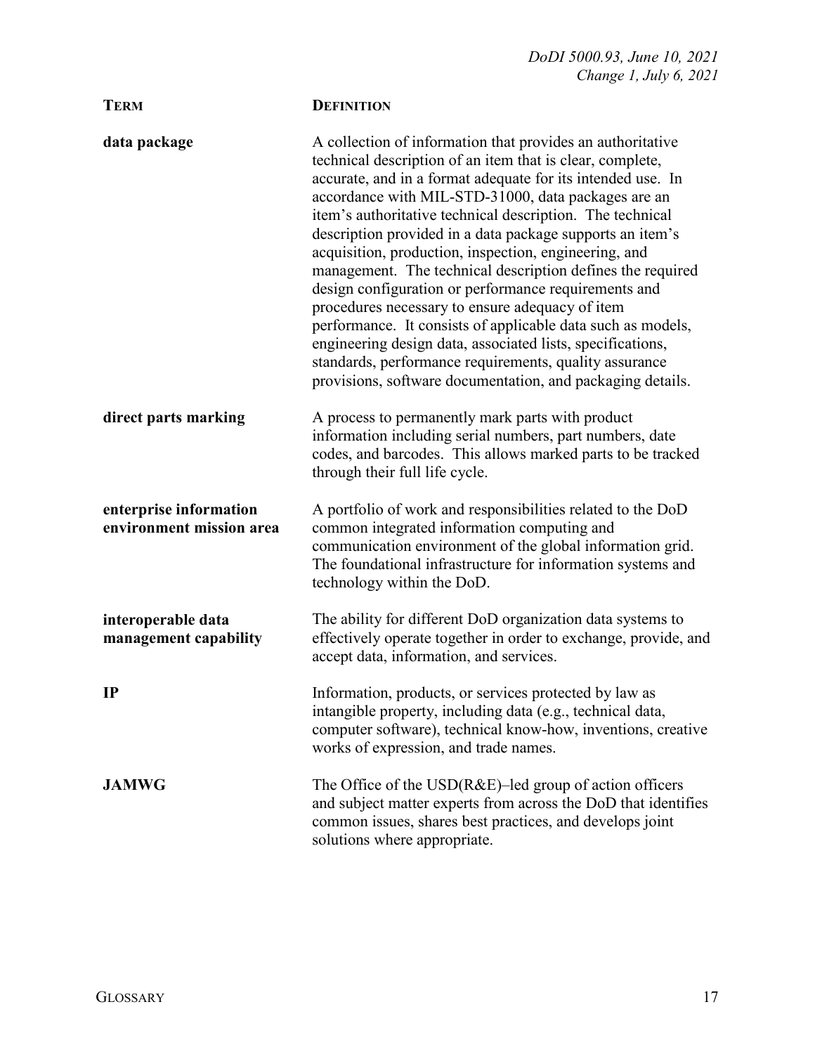| TERM | DEFINITION |
| --- | --- |
| **data package** | A collection of information that provides an authoritative technical description of an item that is clear, complete, accurate, and in a format adequate for its intended use. In accordance with MIL-STD-31000, data packages are an item's authoritative technical description. The technical description provided in a data package supports an item's acquisition, production, inspection, engineering, and management. The technical description defines the required design configuration or performance requirements and procedures necessary to ensure adequacy of item performance. It consists of applicable data such as models, engineering design data, associated lists, specifications, standards, performance requirements, quality assurance provisions, software documentation, and packaging details. |
| **direct parts marking** | A process to permanently mark parts with product information including serial numbers, part numbers, date codes, and barcodes. This allows marked parts to be tracked through their full life cycle. |
| **enterprise information environment mission area** | A portfolio of work and responsibilities related to the DoD common integrated information computing and communication environment of the global information grid. The foundational infrastructure for information systems and technology within the DoD. |
| **interoperable data management capability** | The ability for different DoD organization data systems to effectively operate together in order to exchange, provide, and accept data, information, and services. |
| **IP** | Information, products, or services protected by law as intangible property, including data (e.g., technical data, computer software), technical know-how, inventions, creative works of expression, and trade names. |
| **JAMWG** | The Office of the USD(R&E)–led group of action officers and subject matter experts from across the DoD that identifies common issues, shares best practices, and develops joint solutions where appropriate. |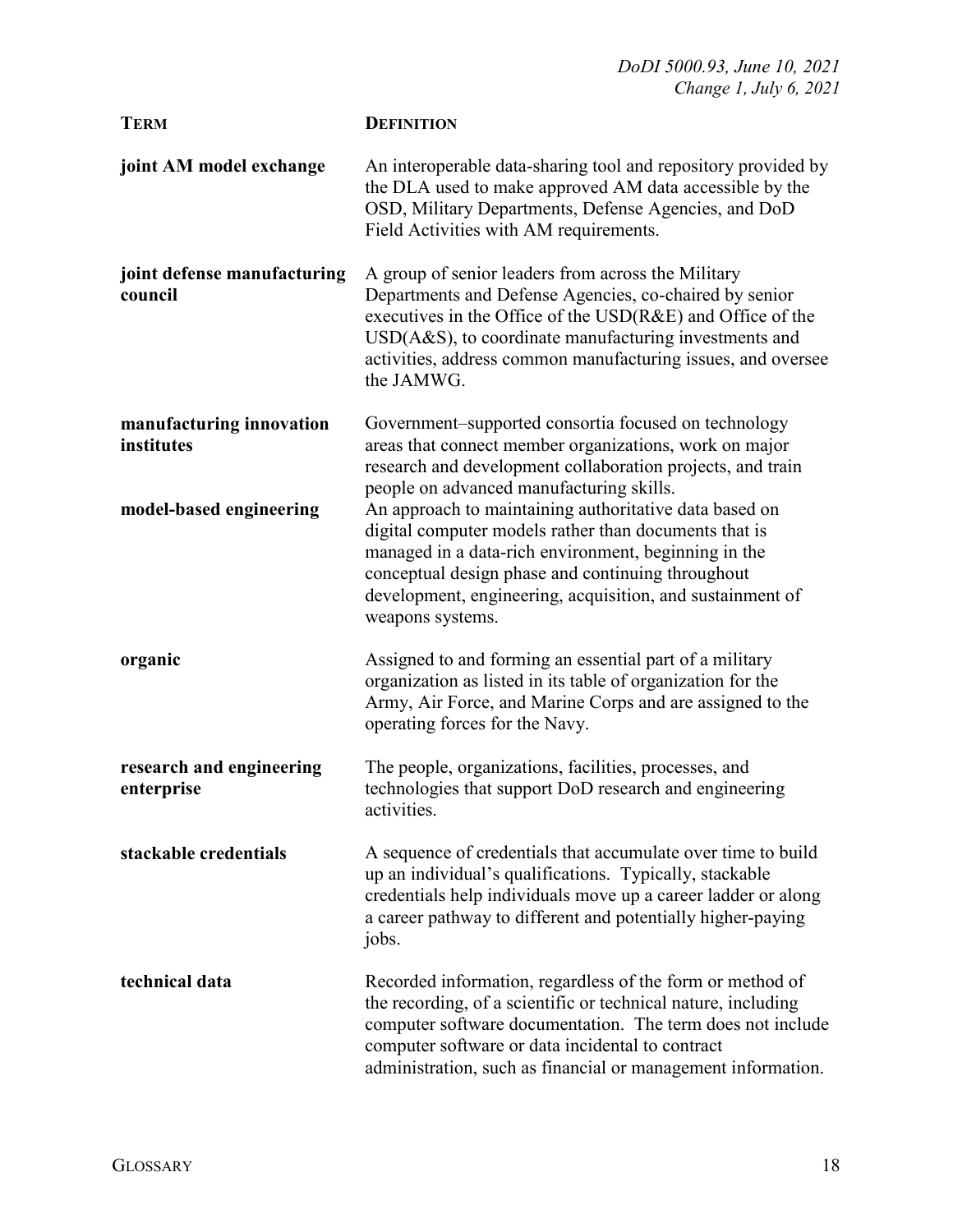| TERM | DEFINITION |
| --- | --- |
| **joint AM model exchange** | An interoperable data-sharing tool and repository provided by the DLA used to make approved AM data accessible by the OSD, Military Departments, Defense Agencies, and DoD Field Activities with AM requirements. |
| **joint defense manufacturing council** | A group of senior leaders from across the Military Departments and Defense Agencies, co-chaired by senior executives in the Office of the USD(R&E) and Office of the USD(A&S), to coordinate manufacturing investments and activities, address common manufacturing issues, and oversee the JAMWG. |
| **manufacturing innovation institutes** | Government–supported consortia focused on technology areas that connect member organizations, work on major research and development collaboration projects, and train people on advanced manufacturing skills. |
| **model-based engineering** | An approach to maintaining authoritative data based on digital computer models rather than documents that is managed in a data-rich environment, beginning in the conceptual design phase and continuing throughout development, engineering, acquisition, and sustainment of weapons systems. |
| **organic** | Assigned to and forming an essential part of a military organization as listed in its table of organization for the Army, Air Force, and Marine Corps and are assigned to the operating forces for the Navy. |
| **research and engineering enterprise** | The people, organizations, facilities, processes, and technologies that support DoD research and engineering activities. |
| **stackable credentials** | A sequence of credentials that accumulate over time to build up an individual's qualifications. Typically, stackable credentials help individuals move up a career ladder or along a career pathway to different and potentially higher-paying jobs. |
| **technical data** | Recorded information, regardless of the form or method of the recording, of a scientific or technical nature, including computer software documentation. The term does not include computer software or data incidental to contract administration, such as financial or management information. |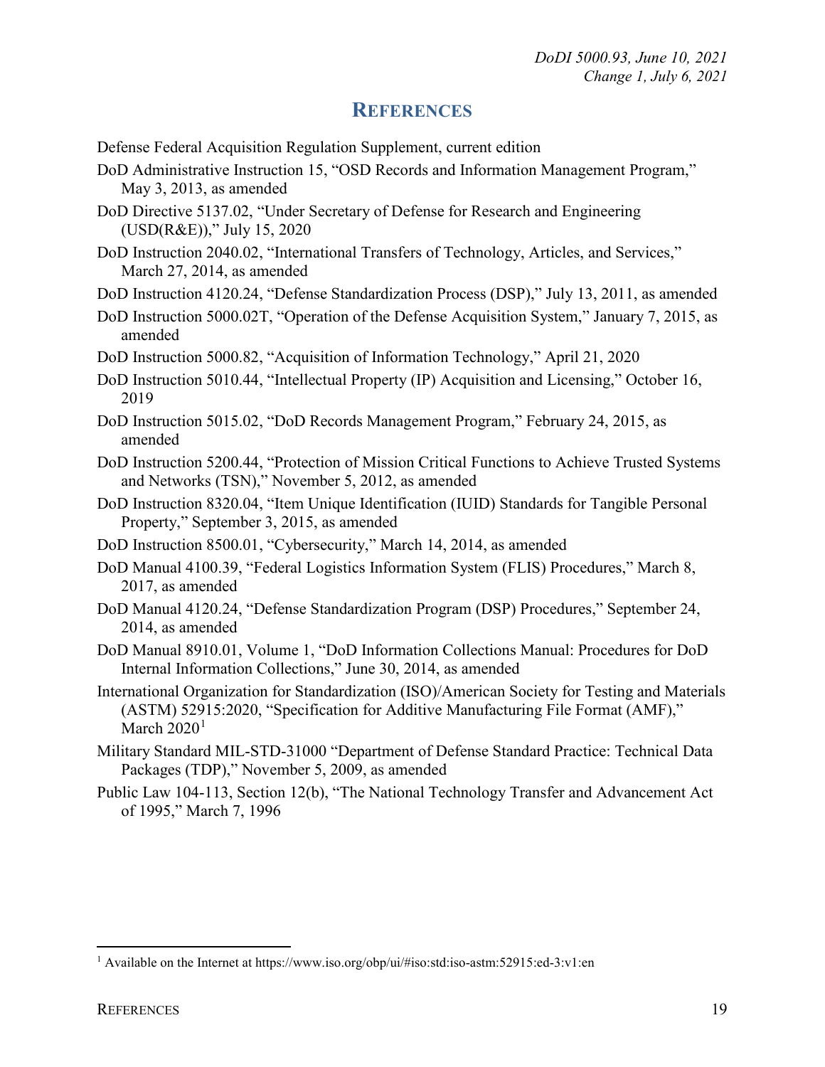# REFERENCES

Defense Federal Acquisition Regulation Supplement, current edition

DoD Administrative Instruction 15, "OSD Records and Information Management Program," May 3, 2013, as amended

DoD Directive 5137.02, "Under Secretary of Defense for Research and Engineering (USD(R&E))," July 15, 2020

DoD Instruction 2040.02, "International Transfers of Technology, Articles, and Services," March 27, 2014, as amended

DoD Instruction 4120.24, "Defense Standardization Process (DSP)," July 13, 2011, as amended

DoD Instruction 5000.02T, "Operation of the Defense Acquisition System," January 7, 2015, as amended

DoD Instruction 5000.82, "Acquisition of Information Technology," April 21, 2020

DoD Instruction 5010.44, "Intellectual Property (IP) Acquisition and Licensing," October 16, 2019

DoD Instruction 5015.02, "DoD Records Management Program," February 24, 2015, as amended

DoD Instruction 5200.44, "Protection of Mission Critical Functions to Achieve Trusted Systems and Networks (TSN)," November 5, 2012, as amended

DoD Instruction 8320.04, "Item Unique Identification (IUID) Standards for Tangible Personal Property," September 3, 2015, as amended

DoD Instruction 8500.01, "Cybersecurity," March 14, 2014, as amended

DoD Manual 4100.39, "Federal Logistics Information System (FLIS) Procedures," March 8, 2017, as amended

DoD Manual 4120.24, "Defense Standardization Program (DSP) Procedures," September 24, 2014, as amended

DoD Manual 8910.01, Volume 1, "DoD Information Collections Manual: Procedures for DoD Internal Information Collections," June 30, 2014, as amended

International Organization for Standardization (ISO)/American Society for Testing and Materials (ASTM) 52915:2020, "Specification for Additive Manufacturing File Format (AMF)," March 2020[1]

Military Standard MIL-STD-31000 "Department of Defense Standard Practice: Technical Data Packages (TDP)," November 5, 2009, as amended

Public Law 104-113, Section 12(b), "The National Technology Transfer and Advancement Act of 1995," March 7, 1996

---

[1] Available on the Internet at https://www.iso.org/obp/ui/#iso:std:iso-astm:52915:ed-3:v1:en